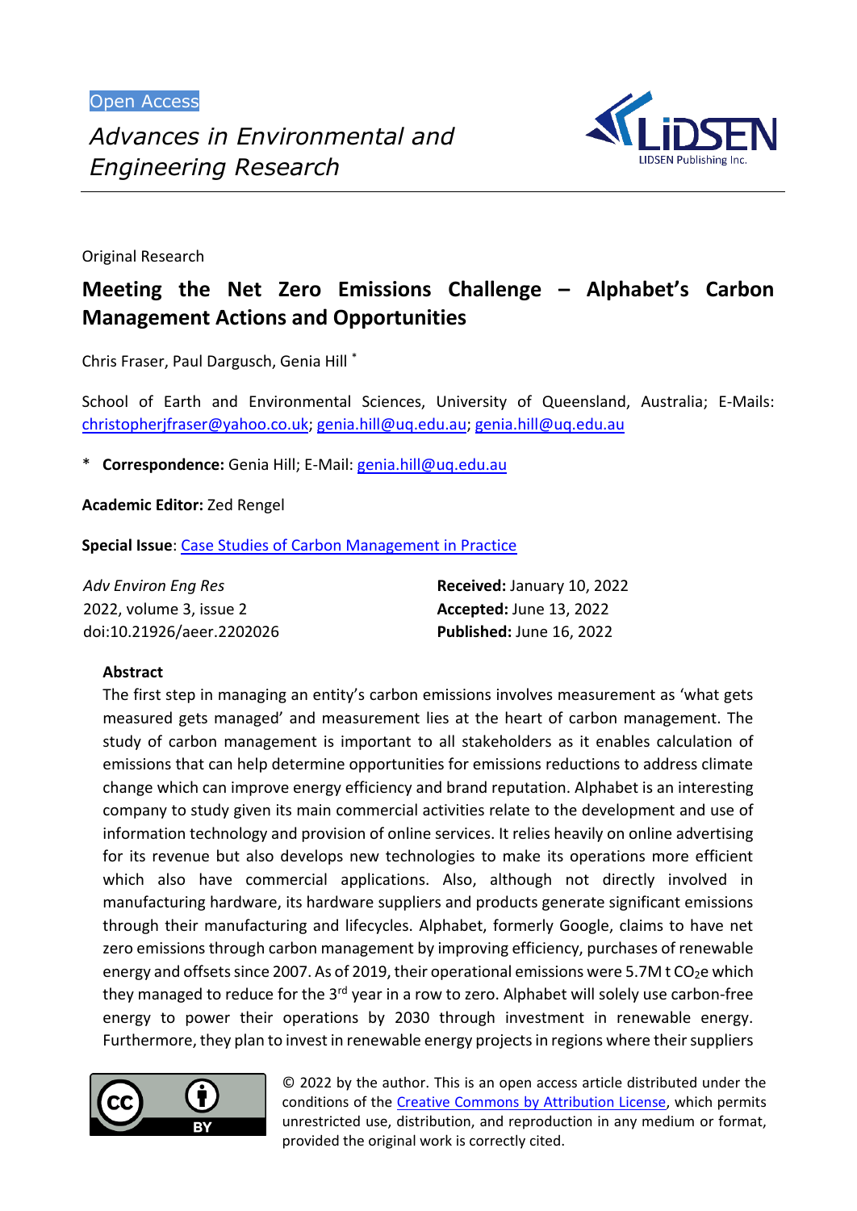Open Access

*Advances in Environmental and Engineering Research*

Original Research

# Meeting the Net Zero Emissions Challenge – Alphabet's Carbon Management Actions and Opportunities

Chris Fraser, Paul Dargusch, Genia Hill *

School of Earth and Environmental Sciences, University of Queensland, Australia; E-Mails: christopherjfraser@yahoo.co.uk; genia.hill@uq.edu.au; genia.hill@uq.edu.au

* **Correspondence:** Genia Hill; E-Mail: genia.hill@uq.edu.au

**Academic Editor:** Zed Rengel

**Special Issue**: Case Studies of Carbon Management in Practice

*Adv Environ Eng Res*
2022, volume 3, issue 2
doi:10.21926/aeer.2202026

**Received:** January 10, 2022
**Accepted:** June 13, 2022
**Published:** June 16, 2022

## Abstract

The first step in managing an entity's carbon emissions involves measurement as 'what gets measured gets managed' and measurement lies at the heart of carbon management. The study of carbon management is important to all stakeholders as it enables calculation of emissions that can help determine opportunities for emissions reductions to address climate change which can improve energy efficiency and brand reputation. Alphabet is an interesting company to study given its main commercial activities relate to the development and use of information technology and provision of online services. It relies heavily on online advertising for its revenue but also develops new technologies to make its operations more efficient which also have commercial applications. Also, although not directly involved in manufacturing hardware, its hardware suppliers and products generate significant emissions through their manufacturing and lifecycles. Alphabet, formerly Google, claims to have net zero emissions through carbon management by improving efficiency, purchases of renewable energy and offsets since 2007. As of 2019, their operational emissions were 5.7M t $CO_2e$ which they managed to reduce for the 3rd year in a row to zero. Alphabet will solely use carbon-free energy to power their operations by 2030 through investment in renewable energy. Furthermore, they plan to invest in renewable energy projects in regions where their suppliers

© 2022 by the author. This is an open access article distributed under the conditions of the Creative Commons by Attribution License, which permits unrestricted use, distribution, and reproduction in any medium or format, provided the original work is correctly cited.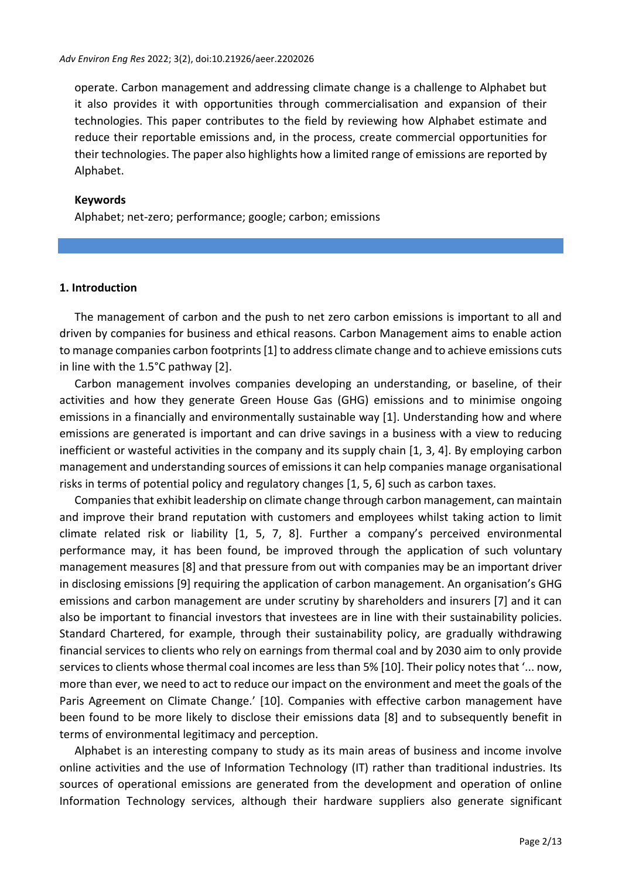operate. Carbon management and addressing climate change is a challenge to Alphabet but it also provides it with opportunities through commercialisation and expansion of their technologies. This paper contributes to the field by reviewing how Alphabet estimate and reduce their reportable emissions and, in the process, create commercial opportunities for their technologies. The paper also highlights how a limited range of emissions are reported by Alphabet.

**Keywords**

Alphabet; net-zero; performance; google; carbon; emissions

## 1. Introduction

The management of carbon and the push to net zero carbon emissions is important to all and driven by companies for business and ethical reasons. Carbon Management aims to enable action to manage companies carbon footprints [1] to address climate change and to achieve emissions cuts in line with the 1.5°C pathway [2].

Carbon management involves companies developing an understanding, or baseline, of their activities and how they generate Green House Gas (GHG) emissions and to minimise ongoing emissions in a financially and environmentally sustainable way [1]. Understanding how and where emissions are generated is important and can drive savings in a business with a view to reducing inefficient or wasteful activities in the company and its supply chain [1, 3, 4]. By employing carbon management and understanding sources of emissions it can help companies manage organisational risks in terms of potential policy and regulatory changes [1, 5, 6] such as carbon taxes.

Companies that exhibit leadership on climate change through carbon management, can maintain and improve their brand reputation with customers and employees whilst taking action to limit climate related risk or liability [1, 5, 7, 8]. Further a company's perceived environmental performance may, it has been found, be improved through the application of such voluntary management measures [8] and that pressure from out with companies may be an important driver in disclosing emissions [9] requiring the application of carbon management. An organisation's GHG emissions and carbon management are under scrutiny by shareholders and insurers [7] and it can also be important to financial investors that investees are in line with their sustainability policies. Standard Chartered, for example, through their sustainability policy, are gradually withdrawing financial services to clients who rely on earnings from thermal coal and by 2030 aim to only provide services to clients whose thermal coal incomes are less than 5% [10]. Their policy notes that '... now, more than ever, we need to act to reduce our impact on the environment and meet the goals of the Paris Agreement on Climate Change.' [10]. Companies with effective carbon management have been found to be more likely to disclose their emissions data [8] and to subsequently benefit in terms of environmental legitimacy and perception.

Alphabet is an interesting company to study as its main areas of business and income involve online activities and the use of Information Technology (IT) rather than traditional industries. Its sources of operational emissions are generated from the development and operation of online Information Technology services, although their hardware suppliers also generate significant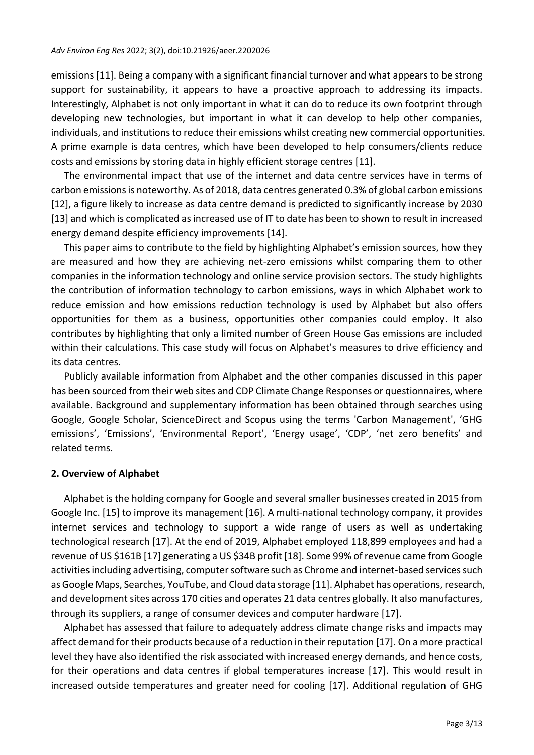emissions [11]. Being a company with a significant financial turnover and what appears to be strong support for sustainability, it appears to have a proactive approach to addressing its impacts. Interestingly, Alphabet is not only important in what it can do to reduce its own footprint through developing new technologies, but important in what it can develop to help other companies, individuals, and institutions to reduce their emissions whilst creating new commercial opportunities. A prime example is data centres, which have been developed to help consumers/clients reduce costs and emissions by storing data in highly efficient storage centres [11].

The environmental impact that use of the internet and data centre services have in terms of carbon emissions is noteworthy. As of 2018, data centres generated 0.3% of global carbon emissions [12], a figure likely to increase as data centre demand is predicted to significantly increase by 2030 [13] and which is complicated as increased use of IT to date has been to shown to result in increased energy demand despite efficiency improvements [14].

This paper aims to contribute to the field by highlighting Alphabet's emission sources, how they are measured and how they are achieving net-zero emissions whilst comparing them to other companies in the information technology and online service provision sectors. The study highlights the contribution of information technology to carbon emissions, ways in which Alphabet work to reduce emission and how emissions reduction technology is used by Alphabet but also offers opportunities for them as a business, opportunities other companies could employ. It also contributes by highlighting that only a limited number of Green House Gas emissions are included within their calculations. This case study will focus on Alphabet's measures to drive efficiency and its data centres.

Publicly available information from Alphabet and the other companies discussed in this paper has been sourced from their web sites and CDP Climate Change Responses or questionnaires, where available. Background and supplementary information has been obtained through searches using Google, Google Scholar, ScienceDirect and Scopus using the terms 'Carbon Management', 'GHG emissions', 'Emissions', 'Environmental Report', 'Energy usage', 'CDP', 'net zero benefits' and related terms.

## 2. Overview of Alphabet

Alphabet is the holding company for Google and several smaller businesses created in 2015 from Google Inc. [15] to improve its management [16]. A multi-national technology company, it provides internet services and technology to support a wide range of users as well as undertaking technological research [17]. At the end of 2019, Alphabet employed 118,899 employees and had a revenue of US $161B [17] generating a US $34B profit [18]. Some 99% of revenue came from Google activities including advertising, computer software such as Chrome and internet-based services such as Google Maps, Searches, YouTube, and Cloud data storage [11]. Alphabet has operations, research, and development sites across 170 cities and operates 21 data centres globally. It also manufactures, through its suppliers, a range of consumer devices and computer hardware [17].

Alphabet has assessed that failure to adequately address climate change risks and impacts may affect demand for their products because of a reduction in their reputation [17]. On a more practical level they have also identified the risk associated with increased energy demands, and hence costs, for their operations and data centres if global temperatures increase [17]. This would result in increased outside temperatures and greater need for cooling [17]. Additional regulation of GHG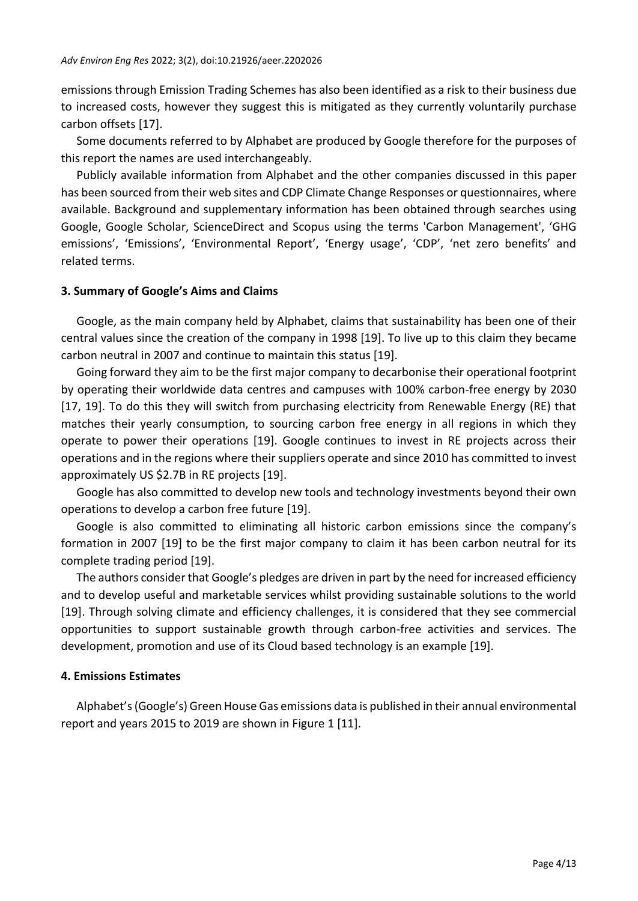emissions through Emission Trading Schemes has also been identified as a risk to their business due to increased costs, however they suggest this is mitigated as they currently voluntarily purchase carbon offsets [17].

Some documents referred to by Alphabet are produced by Google therefore for the purposes of this report the names are used interchangeably.

Publicly available information from Alphabet and the other companies discussed in this paper has been sourced from their web sites and CDP Climate Change Responses or questionnaires, where available. Background and supplementary information has been obtained through searches using Google, Google Scholar, ScienceDirect and Scopus using the terms 'Carbon Management', 'GHG emissions', 'Emissions', 'Environmental Report', 'Energy usage', 'CDP', 'net zero benefits' and related terms.

## 3. Summary of Google's Aims and Claims

Google, as the main company held by Alphabet, claims that sustainability has been one of their central values since the creation of the company in 1998 [19]. To live up to this claim they became carbon neutral in 2007 and continue to maintain this status [19].

Going forward they aim to be the first major company to decarbonise their operational footprint by operating their worldwide data centres and campuses with 100% carbon-free energy by 2030 [17, 19]. To do this they will switch from purchasing electricity from Renewable Energy (RE) that matches their yearly consumption, to sourcing carbon free energy in all regions in which they operate to power their operations [19]. Google continues to invest in RE projects across their operations and in the regions where their suppliers operate and since 2010 has committed to invest approximately US $2.7B in RE projects [19].

Google has also committed to develop new tools and technology investments beyond their own operations to develop a carbon free future [19].

Google is also committed to eliminating all historic carbon emissions since the company's formation in 2007 [19] to be the first major company to claim it has been carbon neutral for its complete trading period [19].

The authors consider that Google's pledges are driven in part by the need for increased efficiency and to develop useful and marketable services whilst providing sustainable solutions to the world [19]. Through solving climate and efficiency challenges, it is considered that they see commercial opportunities to support sustainable growth through carbon-free activities and services. The development, promotion and use of its Cloud based technology is an example [19].

## 4. Emissions Estimates

Alphabet's (Google's) Green House Gas emissions data is published in their annual environmental report and years 2015 to 2019 are shown in Figure 1 [11].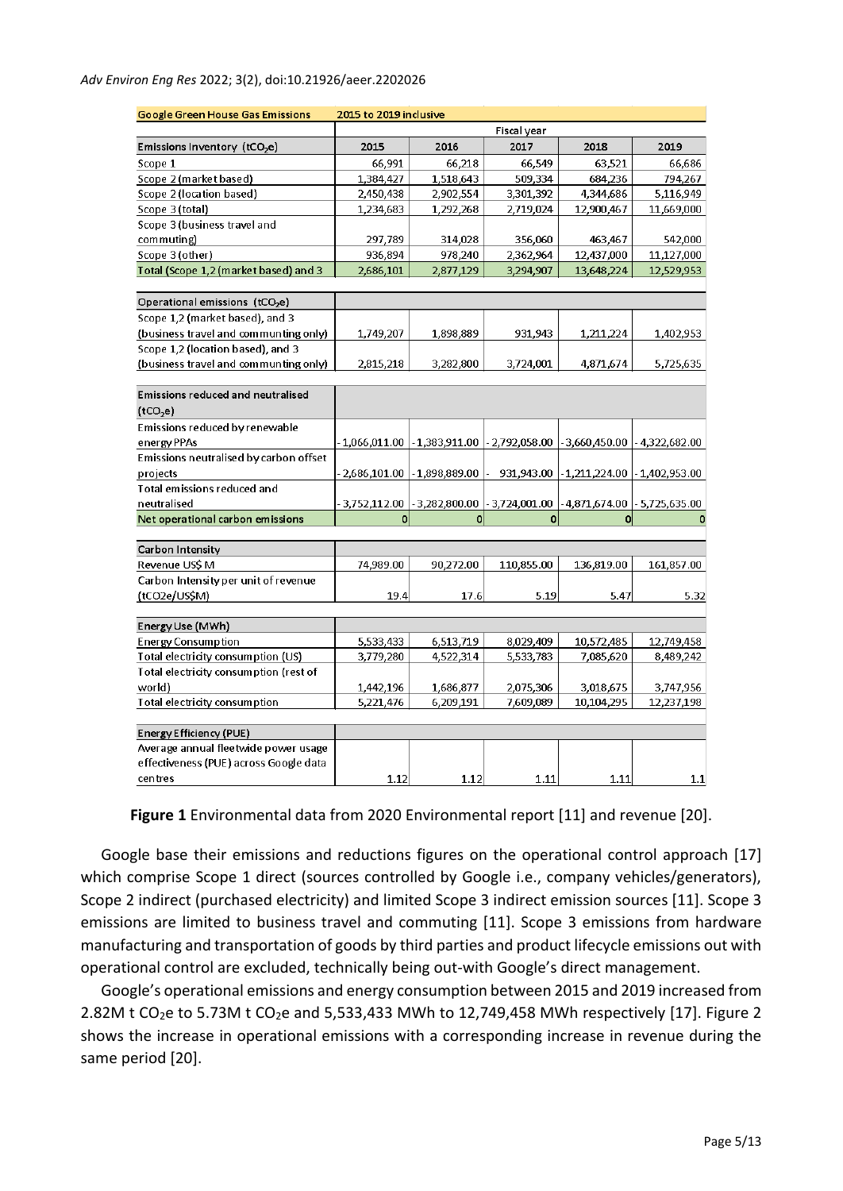| Google Green House Gas Emissions | 2015 to 2019 inclusive | | | | |
|---|---|---|---|---|---|
| | Fiscal year | | | | |
| Emissions Inventory ($tCO_2e$) | 2015 | 2016 | 2017 | 2018 | 2019 |
| Scope 1 | 66,991 | 66,218 | 66,549 | 63,521 | 66,686 |
| Scope 2 (market based) | 1,384,427 | 1,518,643 | 509,334 | 684,236 | 794,267 |
| Scope 2 (location based) | 2,450,438 | 2,902,554 | 3,301,392 | 4,344,686 | 5,116,949 |
| Scope 3 (total) | 1,234,683 | 1,292,268 | 2,719,024 | 12,900,467 | 11,669,000 |
| Scope 3 (business travel and commuting) | 297,789 | 314,028 | 356,060 | 463,467 | 542,000 |
| Scope 3 (other) | 936,894 | 978,240 | 2,362,964 | 12,437,000 | 11,127,000 |
| Total (Scope 1,2 (market based) and 3 | 2,686,101 | 2,877,129 | 3,294,907 | 13,648,224 | 12,529,953 |
| | | | | | |
| Operational emissions ($tCO_2e$) | | | | | |
| Scope 1,2 (market based), and 3 (business travel and commuting only) | 1,749,207 | 1,898,889 | 931,943 | 1,211,224 | 1,402,953 |
| Scope 1,2 (location based), and 3 (business travel and commuting only) | 2,815,218 | 3,282,800 | 3,724,001 | 4,871,674 | 5,725,635 |
| | | | | | |
| Emissions reduced and neutralised ($tCO_2e$) | | | | | |
| Emissions reduced by renewable energy PPAs | -1,066,011.00 | -1,383,911.00 | -2,792,058.00 | -3,660,450.00 | -4,322,682.00 |
| Emissions neutralised by carbon offset projects | -2,686,101.00 | -1,898,889.00 | - 931,943.00 | -1,211,224.00 | -1,402,953.00 |
| Total emissions reduced and neutralised | -3,752,112.00 | -3,282,800.00 | -3,724,001.00 | -4,871,674.00 | -5,725,635.00 |
| Net operational carbon emissions | 0 | 0 | 0 | 0 | 0 |
| | | | | | |
| Carbon Intensity | | | | | |
| Revenue US$ M | 74,989.00 | 90,272.00 | 110,855.00 | 136,819.00 | 161,857.00 |
| Carbon Intensity per unit of revenue (tCO2e/US$M) | 19.4 | 17.6 | 5.19 | 5.47 | 5.32 |
| | | | | | |
| Energy Use (MWh) | | | | | |
| Energy Consumption | 5,533,433 | 6,513,719 | 8,029,409 | 10,572,485 | 12,749,458 |
| Total electricity consumption (US) | 3,779,280 | 4,522,314 | 5,533,783 | 7,085,620 | 8,489,242 |
| Total electricity consumption (rest of world) | 1,442,196 | 1,686,877 | 2,075,306 | 3,018,675 | 3,747,956 |
| Total electricity consumption | 5,221,476 | 6,209,191 | 7,609,089 | 10,104,295 | 12,237,198 |
| | | | | | |
| Energy Efficiency (PUE) | | | | | |
| Average annual fleetwide power usage effectiveness (PUE) across Google data centres | 1.12 | 1.12 | 1.11 | 1.11 | 1.1 |

**Figure 1** Environmental data from 2020 Environmental report [11] and revenue [20].

Google base their emissions and reductions figures on the operational control approach [17] which comprise Scope 1 direct (sources controlled by Google i.e., company vehicles/generators), Scope 2 indirect (purchased electricity) and limited Scope 3 indirect emission sources [11]. Scope 3 emissions are limited to business travel and commuting [11]. Scope 3 emissions from hardware manufacturing and transportation of goods by third parties and product lifecycle emissions out with operational control are excluded, technically being out-with Google's direct management.

Google's operational emissions and energy consumption between 2015 and 2019 increased from 2.82M t $CO_2$e to 5.73M t $CO_2$e and 5,533,433 MWh to 12,749,458 MWh respectively [17]. Figure 2 shows the increase in operational emissions with a corresponding increase in revenue during the same period [20].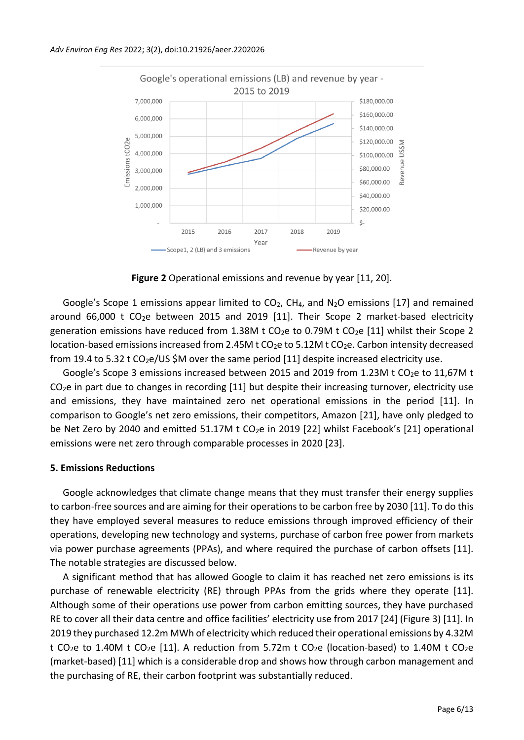Figure 2 Operational emissions and revenue by year [11, 20].

Google's Scope 1 emissions appear limited to $CO_2$, $CH_4$, and $N_2O$ emissions [17] and remained around 66,000 t $CO_2e$ between 2015 and 2019 [11]. Their Scope 2 market-based electricity generation emissions have reduced from 1.38M t $CO_2e$ to 0.79M t $CO_2e$ [11] whilst their Scope 2 location-based emissions increased from 2.45M t $CO_2e$ to 5.12M t $CO_2e$. Carbon intensity decreased from 19.4 to 5.32 t $CO_2e$/US $M over the same period [11] despite increased electricity use.

Google's Scope 3 emissions increased between 2015 and 2019 from 1.23M t $CO_2e$ to 11,67M t $CO_2e$ in part due to changes in recording [11] but despite their increasing turnover, electricity use and emissions, they have maintained zero net operational emissions in the period [11]. In comparison to Google's net zero emissions, their competitors, Amazon [21], have only pledged to be Net Zero by 2040 and emitted 51.17M t $CO_2e$ in 2019 [22] whilst Facebook's [21] operational emissions were net zero through comparable processes in 2020 [23].

## 5. Emissions Reductions

Google acknowledges that climate change means that they must transfer their energy supplies to carbon-free sources and are aiming for their operations to be carbon free by 2030 [11]. To do this they have employed several measures to reduce emissions through improved efficiency of their operations, developing new technology and systems, purchase of carbon free power from markets via power purchase agreements (PPAs), and where required the purchase of carbon offsets [11]. The notable strategies are discussed below.

A significant method that has allowed Google to claim it has reached net zero emissions is its purchase of renewable electricity (RE) through PPAs from the grids where they operate [11]. Although some of their operations use power from carbon emitting sources, they have purchased RE to cover all their data centre and office facilities' electricity use from 2017 [24] (Figure 3) [11]. In 2019 they purchased 12.2m MWh of electricity which reduced their operational emissions by 4.32M t $CO_2e$ to 1.40M t $CO_2e$ [11]. A reduction from 5.72m t $CO_2e$ (location-based) to 1.40M t $CO_2e$ (market-based) [11] which is a considerable drop and shows how through carbon management and the purchasing of RE, their carbon footprint was substantially reduced.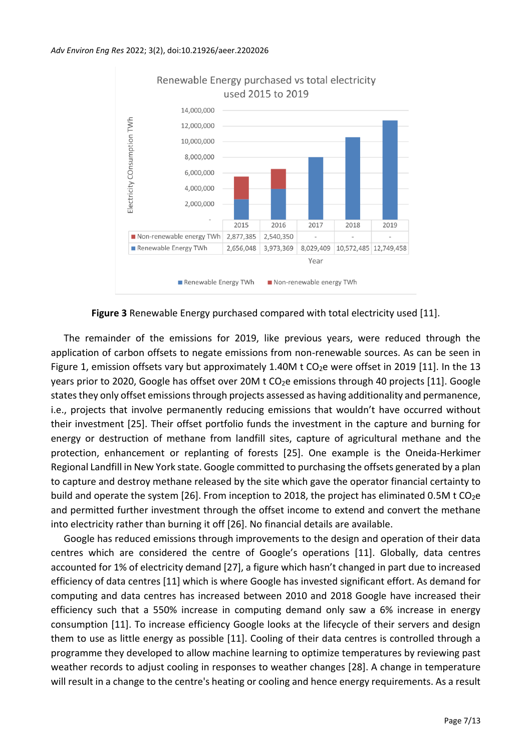Renewable Energy purchased vs total electricity used 2015 to 2019

| | 2015 | 2016 | 2017 | 2018 | 2019 |
|---|---|---|---|---|---|
| Non-renewable energy TWh | 2,877,385 | 2,540,350 | - | - | - |
| Renewable Energy TWh | 2,656,048 | 3,973,369 | 8,029,409 | 10,572,485 | 12,749,458 |

**Figure 3** Renewable Energy purchased compared with total electricity used [11].

The remainder of the emissions for 2019, like previous years, were reduced through the application of carbon offsets to negate emissions from non-renewable sources. As can be seen in Figure 1, emission offsets vary but approximately 1.40M t $CO_2$e were offset in 2019 [11]. In the 13 years prior to 2020, Google has offset over 20M t $CO_2$e emissions through 40 projects [11]. Google states they only offset emissions through projects assessed as having additionality and permanence, i.e., projects that involve permanently reducing emissions that wouldn't have occurred without their investment [25]. Their offset portfolio funds the investment in the capture and burning for energy or destruction of methane from landfill sites, capture of agricultural methane and the protection, enhancement or replanting of forests [25]. One example is the Oneida-Herkimer Regional Landfill in New York state. Google committed to purchasing the offsets generated by a plan to capture and destroy methane released by the site which gave the operator financial certainty to build and operate the system [26]. From inception to 2018, the project has eliminated 0.5M t $CO_2$e and permitted further investment through the offset income to extend and convert the methane into electricity rather than burning it off [26]. No financial details are available.

Google has reduced emissions through improvements to the design and operation of their data centres which are considered the centre of Google's operations [11]. Globally, data centres accounted for 1% of electricity demand [27], a figure which hasn't changed in part due to increased efficiency of data centres [11] which is where Google has invested significant effort. As demand for computing and data centres has increased between 2010 and 2018 Google have increased their efficiency such that a 550% increase in computing demand only saw a 6% increase in energy consumption [11]. To increase efficiency Google looks at the lifecycle of their servers and design them to use as little energy as possible [11]. Cooling of their data centres is controlled through a programme they developed to allow machine learning to optimize temperatures by reviewing past weather records to adjust cooling in responses to weather changes [28]. A change in temperature will result in a change to the centre's heating or cooling and hence energy requirements. As a result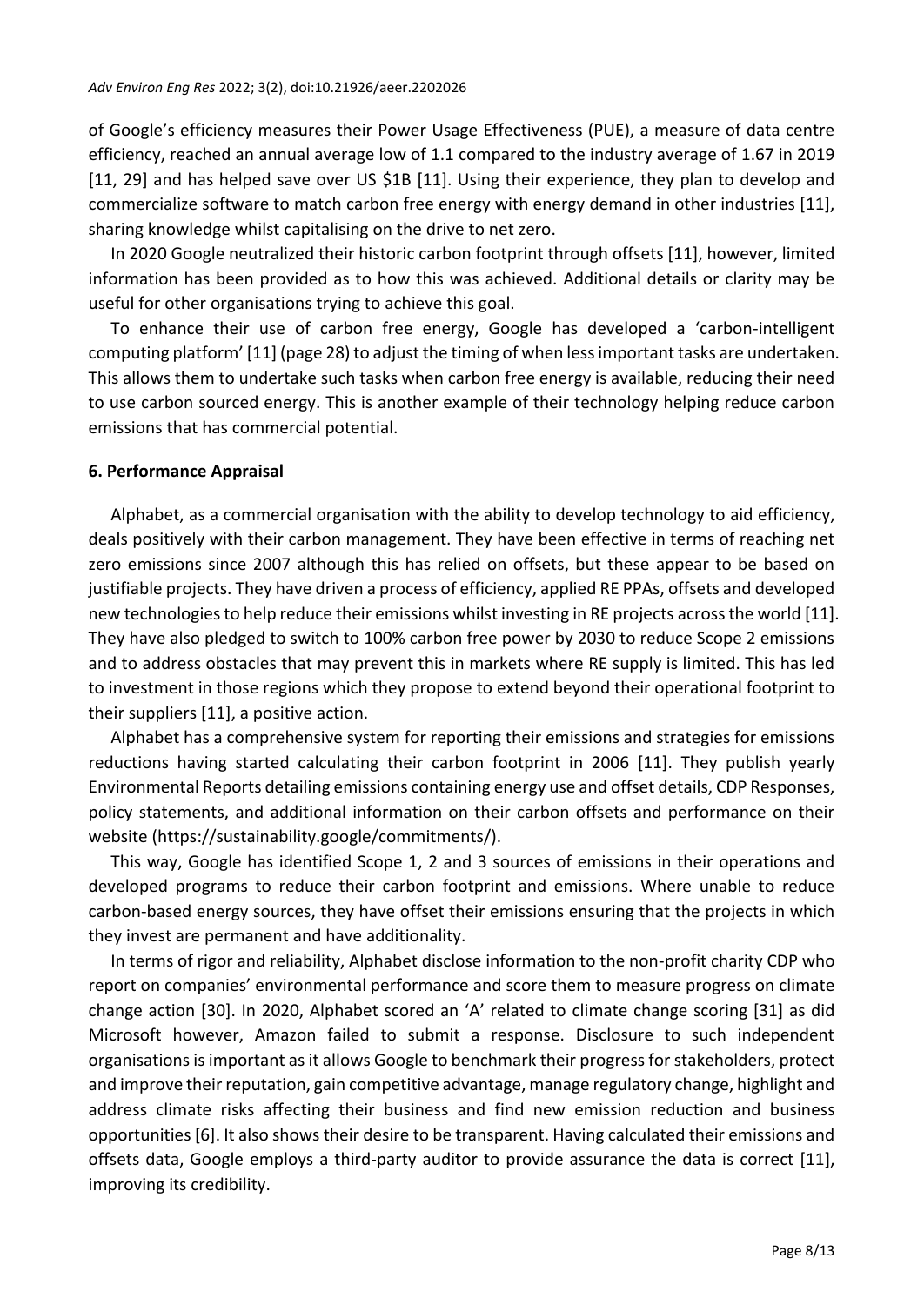of Google's efficiency measures their Power Usage Effectiveness (PUE), a measure of data centre efficiency, reached an annual average low of 1.1 compared to the industry average of 1.67 in 2019 [11, 29] and has helped save over US $1B [11]. Using their experience, they plan to develop and commercialize software to match carbon free energy with energy demand in other industries [11], sharing knowledge whilst capitalising on the drive to net zero.

In 2020 Google neutralized their historic carbon footprint through offsets [11], however, limited information has been provided as to how this was achieved. Additional details or clarity may be useful for other organisations trying to achieve this goal.

To enhance their use of carbon free energy, Google has developed a 'carbon-intelligent computing platform' [11] (page 28) to adjust the timing of when less important tasks are undertaken. This allows them to undertake such tasks when carbon free energy is available, reducing their need to use carbon sourced energy. This is another example of their technology helping reduce carbon emissions that has commercial potential.

## 6. Performance Appraisal

Alphabet, as a commercial organisation with the ability to develop technology to aid efficiency, deals positively with their carbon management. They have been effective in terms of reaching net zero emissions since 2007 although this has relied on offsets, but these appear to be based on justifiable projects. They have driven a process of efficiency, applied RE PPAs, offsets and developed new technologies to help reduce their emissions whilst investing in RE projects across the world [11]. They have also pledged to switch to 100% carbon free power by 2030 to reduce Scope 2 emissions and to address obstacles that may prevent this in markets where RE supply is limited. This has led to investment in those regions which they propose to extend beyond their operational footprint to their suppliers [11], a positive action.

Alphabet has a comprehensive system for reporting their emissions and strategies for emissions reductions having started calculating their carbon footprint in 2006 [11]. They publish yearly Environmental Reports detailing emissions containing energy use and offset details, CDP Responses, policy statements, and additional information on their carbon offsets and performance on their website (https://sustainability.google/commitments/).

This way, Google has identified Scope 1, 2 and 3 sources of emissions in their operations and developed programs to reduce their carbon footprint and emissions. Where unable to reduce carbon-based energy sources, they have offset their emissions ensuring that the projects in which they invest are permanent and have additionality.

In terms of rigor and reliability, Alphabet disclose information to the non-profit charity CDP who report on companies' environmental performance and score them to measure progress on climate change action [30]. In 2020, Alphabet scored an 'A' related to climate change scoring [31] as did Microsoft however, Amazon failed to submit a response. Disclosure to such independent organisations is important as it allows Google to benchmark their progress for stakeholders, protect and improve their reputation, gain competitive advantage, manage regulatory change, highlight and address climate risks affecting their business and find new emission reduction and business opportunities [6]. It also shows their desire to be transparent. Having calculated their emissions and offsets data, Google employs a third-party auditor to provide assurance the data is correct [11], improving its credibility.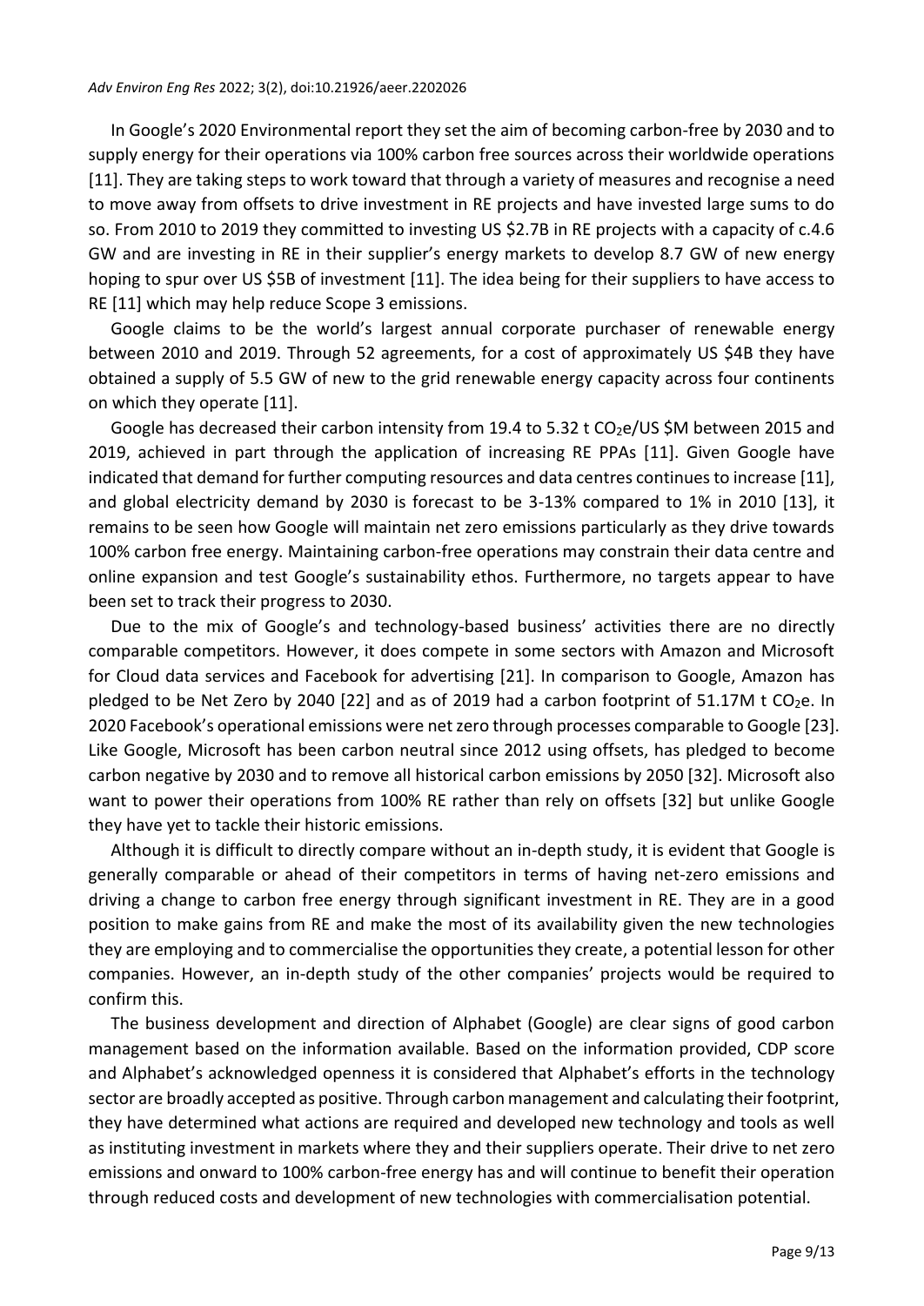In Google's 2020 Environmental report they set the aim of becoming carbon-free by 2030 and to supply energy for their operations via 100% carbon free sources across their worldwide operations [11]. They are taking steps to work toward that through a variety of measures and recognise a need to move away from offsets to drive investment in RE projects and have invested large sums to do so. From 2010 to 2019 they committed to investing US $2.7B in RE projects with a capacity of c.4.6 GW and are investing in RE in their supplier's energy markets to develop 8.7 GW of new energy hoping to spur over US $5B of investment [11]. The idea being for their suppliers to have access to RE [11] which may help reduce Scope 3 emissions.

Google claims to be the world's largest annual corporate purchaser of renewable energy between 2010 and 2019. Through 52 agreements, for a cost of approximately US $4B they have obtained a supply of 5.5 GW of new to the grid renewable energy capacity across four continents on which they operate [11].

Google has decreased their carbon intensity from 19.4 to 5.32 t $CO_2e$/US $M between 2015 and 2019, achieved in part through the application of increasing RE PPAs [11]. Given Google have indicated that demand for further computing resources and data centres continues to increase [11], and global electricity demand by 2030 is forecast to be 3-13% compared to 1% in 2010 [13], it remains to be seen how Google will maintain net zero emissions particularly as they drive towards 100% carbon free energy. Maintaining carbon-free operations may constrain their data centre and online expansion and test Google's sustainability ethos. Furthermore, no targets appear to have been set to track their progress to 2030.

Due to the mix of Google's and technology-based business' activities there are no directly comparable competitors. However, it does compete in some sectors with Amazon and Microsoft for Cloud data services and Facebook for advertising [21]. In comparison to Google, Amazon has pledged to be Net Zero by 2040 [22] and as of 2019 had a carbon footprint of 51.17M t $CO_2e$. In 2020 Facebook's operational emissions were net zero through processes comparable to Google [23]. Like Google, Microsoft has been carbon neutral since 2012 using offsets, has pledged to become carbon negative by 2030 and to remove all historical carbon emissions by 2050 [32]. Microsoft also want to power their operations from 100% RE rather than rely on offsets [32] but unlike Google they have yet to tackle their historic emissions.

Although it is difficult to directly compare without an in-depth study, it is evident that Google is generally comparable or ahead of their competitors in terms of having net-zero emissions and driving a change to carbon free energy through significant investment in RE. They are in a good position to make gains from RE and make the most of its availability given the new technologies they are employing and to commercialise the opportunities they create, a potential lesson for other companies. However, an in-depth study of the other companies' projects would be required to confirm this.

The business development and direction of Alphabet (Google) are clear signs of good carbon management based on the information available. Based on the information provided, CDP score and Alphabet's acknowledged openness it is considered that Alphabet's efforts in the technology sector are broadly accepted as positive. Through carbon management and calculating their footprint, they have determined what actions are required and developed new technology and tools as well as instituting investment in markets where they and their suppliers operate. Their drive to net zero emissions and onward to 100% carbon-free energy has and will continue to benefit their operation through reduced costs and development of new technologies with commercialisation potential.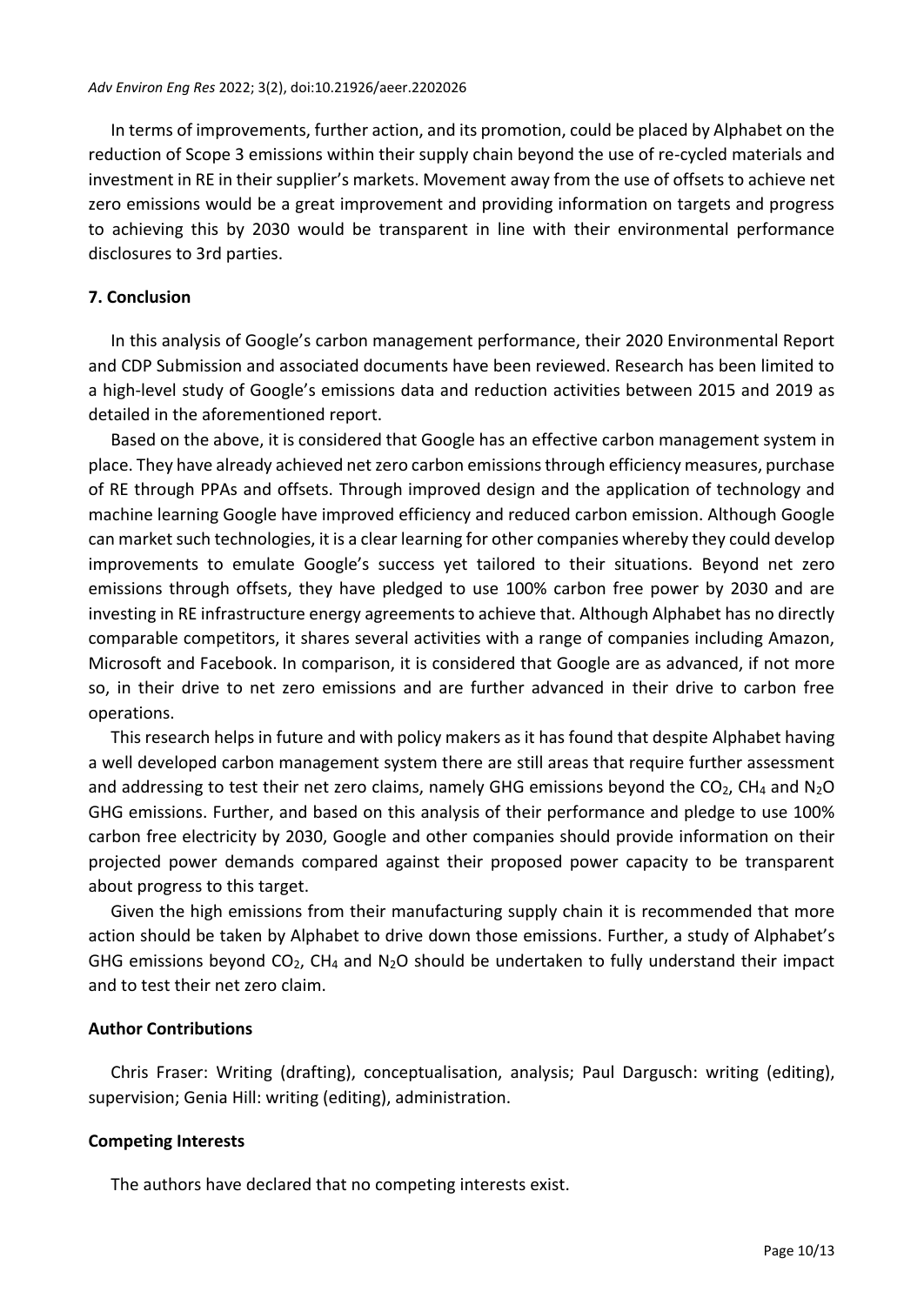In terms of improvements, further action, and its promotion, could be placed by Alphabet on the reduction of Scope 3 emissions within their supply chain beyond the use of re-cycled materials and investment in RE in their supplier's markets. Movement away from the use of offsets to achieve net zero emissions would be a great improvement and providing information on targets and progress to achieving this by 2030 would be transparent in line with their environmental performance disclosures to 3rd parties.

## 7. Conclusion

In this analysis of Google's carbon management performance, their 2020 Environmental Report and CDP Submission and associated documents have been reviewed. Research has been limited to a high-level study of Google's emissions data and reduction activities between 2015 and 2019 as detailed in the aforementioned report.

Based on the above, it is considered that Google has an effective carbon management system in place. They have already achieved net zero carbon emissions through efficiency measures, purchase of RE through PPAs and offsets. Through improved design and the application of technology and machine learning Google have improved efficiency and reduced carbon emission. Although Google can market such technologies, it is a clear learning for other companies whereby they could develop improvements to emulate Google's success yet tailored to their situations. Beyond net zero emissions through offsets, they have pledged to use 100% carbon free power by 2030 and are investing in RE infrastructure energy agreements to achieve that. Although Alphabet has no directly comparable competitors, it shares several activities with a range of companies including Amazon, Microsoft and Facebook. In comparison, it is considered that Google are as advanced, if not more so, in their drive to net zero emissions and are further advanced in their drive to carbon free operations.

This research helps in future and with policy makers as it has found that despite Alphabet having a well developed carbon management system there are still areas that require further assessment and addressing to test their net zero claims, namely GHG emissions beyond the $CO_2$, $CH_4$ and $N_2O$ GHG emissions. Further, and based on this analysis of their performance and pledge to use 100% carbon free electricity by 2030, Google and other companies should provide information on their projected power demands compared against their proposed power capacity to be transparent about progress to this target.

Given the high emissions from their manufacturing supply chain it is recommended that more action should be taken by Alphabet to drive down those emissions. Further, a study of Alphabet's GHG emissions beyond $CO_2$, $CH_4$ and $N_2O$ should be undertaken to fully understand their impact and to test their net zero claim.

## Author Contributions

Chris Fraser: Writing (drafting), conceptualisation, analysis; Paul Dargusch: writing (editing), supervision; Genia Hill: writing (editing), administration.

## Competing Interests

The authors have declared that no competing interests exist.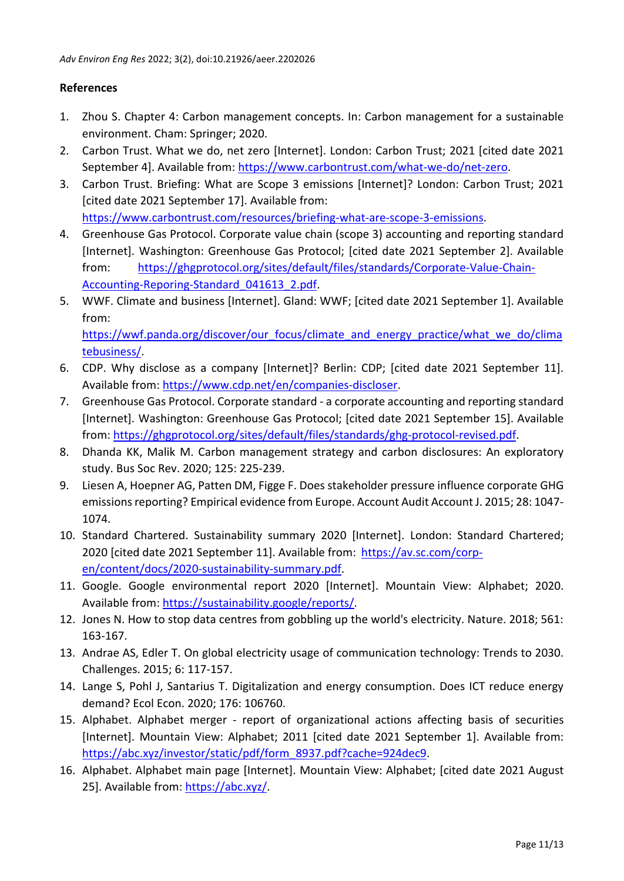## References

1. Zhou S. Chapter 4: Carbon management concepts. In: Carbon management for a sustainable environment. Cham: Springer; 2020.
2. Carbon Trust. What we do, net zero [Internet]. London: Carbon Trust; 2021 [cited date 2021 September 4]. Available from: https://www.carbontrust.com/what-we-do/net-zero.
3. Carbon Trust. Briefing: What are Scope 3 emissions [Internet]? London: Carbon Trust; 2021 [cited date 2021 September 17]. Available from: https://www.carbontrust.com/resources/briefing-what-are-scope-3-emissions.
4. Greenhouse Gas Protocol. Corporate value chain (scope 3) accounting and reporting standard [Internet]. Washington: Greenhouse Gas Protocol; [cited date 2021 September 2]. Available from: https://ghgprotocol.org/sites/default/files/standards/Corporate-Value-Chain-Accounting-Reporing-Standard_041613_2.pdf.
5. WWF. Climate and business [Internet]. Gland: WWF; [cited date 2021 September 1]. Available from: https://wwf.panda.org/discover/our_focus/climate_and_energy_practice/what_we_do/climatebusiness/.
6. CDP. Why disclose as a company [Internet]? Berlin: CDP; [cited date 2021 September 11]. Available from: https://www.cdp.net/en/companies-discloser.
7. Greenhouse Gas Protocol. Corporate standard - a corporate accounting and reporting standard [Internet]. Washington: Greenhouse Gas Protocol; [cited date 2021 September 15]. Available from: https://ghgprotocol.org/sites/default/files/standards/ghg-protocol-revised.pdf.
8. Dhanda KK, Malik M. Carbon management strategy and carbon disclosures: An exploratory study. Bus Soc Rev. 2020; 125: 225-239.
9. Liesen A, Hoepner AG, Patten DM, Figge F. Does stakeholder pressure influence corporate GHG emissions reporting? Empirical evidence from Europe. Account Audit Account J. 2015; 28: 1047-1074.
10. Standard Chartered. Sustainability summary 2020 [Internet]. London: Standard Chartered; 2020 [cited date 2021 September 11]. Available from: https://av.sc.com/corp-en/content/docs/2020-sustainability-summary.pdf.
11. Google. Google environmental report 2020 [Internet]. Mountain View: Alphabet; 2020. Available from: https://sustainability.google/reports/.
12. Jones N. How to stop data centres from gobbling up the world's electricity. Nature. 2018; 561: 163-167.
13. Andrae AS, Edler T. On global electricity usage of communication technology: Trends to 2030. Challenges. 2015; 6: 117-157.
14. Lange S, Pohl J, Santarius T. Digitalization and energy consumption. Does ICT reduce energy demand? Ecol Econ. 2020; 176: 106760.
15. Alphabet. Alphabet merger - report of organizational actions affecting basis of securities [Internet]. Mountain View: Alphabet; 2011 [cited date 2021 September 1]. Available from: https://abc.xyz/investor/static/pdf/form_8937.pdf?cache=924dec9.
16. Alphabet. Alphabet main page [Internet]. Mountain View: Alphabet; [cited date 2021 August 25]. Available from: https://abc.xyz/.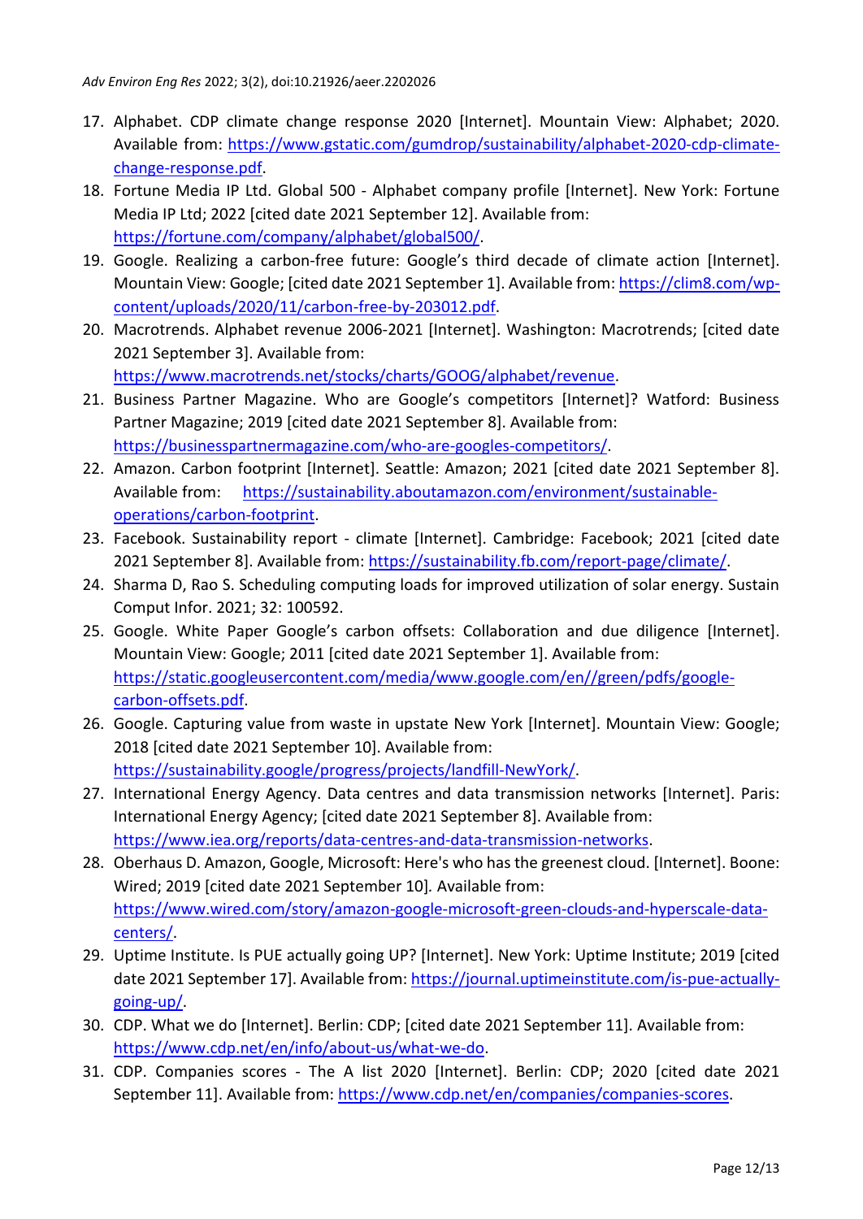17. Alphabet. CDP climate change response 2020 [Internet]. Mountain View: Alphabet; 2020. Available from: https://www.gstatic.com/gumdrop/sustainability/alphabet-2020-cdp-climate-change-response.pdf.
18. Fortune Media IP Ltd. Global 500 - Alphabet company profile [Internet]. New York: Fortune Media IP Ltd; 2022 [cited date 2021 September 12]. Available from: https://fortune.com/company/alphabet/global500/.
19. Google. Realizing a carbon-free future: Google's third decade of climate action [Internet]. Mountain View: Google; [cited date 2021 September 1]. Available from: https://clim8.com/wp-content/uploads/2020/11/carbon-free-by-203012.pdf.
20. Macrotrends. Alphabet revenue 2006-2021 [Internet]. Washington: Macrotrends; [cited date 2021 September 3]. Available from: https://www.macrotrends.net/stocks/charts/GOOG/alphabet/revenue.
21. Business Partner Magazine. Who are Google's competitors [Internet]? Watford: Business Partner Magazine; 2019 [cited date 2021 September 8]. Available from: https://businesspartnermagazine.com/who-are-googles-competitors/.
22. Amazon. Carbon footprint [Internet]. Seattle: Amazon; 2021 [cited date 2021 September 8]. Available from: https://sustainability.aboutamazon.com/environment/sustainable-operations/carbon-footprint.
23. Facebook. Sustainability report - climate [Internet]. Cambridge: Facebook; 2021 [cited date 2021 September 8]. Available from: https://sustainability.fb.com/report-page/climate/.
24. Sharma D, Rao S. Scheduling computing loads for improved utilization of solar energy. Sustain Comput Infor. 2021; 32: 100592.
25. Google. White Paper Google's carbon offsets: Collaboration and due diligence [Internet]. Mountain View: Google; 2011 [cited date 2021 September 1]. Available from: https://static.googleusercontent.com/media/www.google.com/en//green/pdfs/google-carbon-offsets.pdf.
26. Google. Capturing value from waste in upstate New York [Internet]. Mountain View: Google; 2018 [cited date 2021 September 10]. Available from: https://sustainability.google/progress/projects/landfill-NewYork/.
27. International Energy Agency. Data centres and data transmission networks [Internet]. Paris: International Energy Agency; [cited date 2021 September 8]. Available from: https://www.iea.org/reports/data-centres-and-data-transmission-networks.
28. Oberhaus D. Amazon, Google, Microsoft: Here's who has the greenest cloud. [Internet]. Boone: Wired; 2019 [cited date 2021 September 10]. Available from: https://www.wired.com/story/amazon-google-microsoft-green-clouds-and-hyperscale-data-centers/.
29. Uptime Institute. Is PUE actually going UP? [Internet]. New York: Uptime Institute; 2019 [cited date 2021 September 17]. Available from: https://journal.uptimeinstitute.com/is-pue-actually-going-up/.
30. CDP. What we do [Internet]. Berlin: CDP; [cited date 2021 September 11]. Available from: https://www.cdp.net/en/info/about-us/what-we-do.
31. CDP. Companies scores - The A list 2020 [Internet]. Berlin: CDP; 2020 [cited date 2021 September 11]. Available from: https://www.cdp.net/en/companies/companies-scores.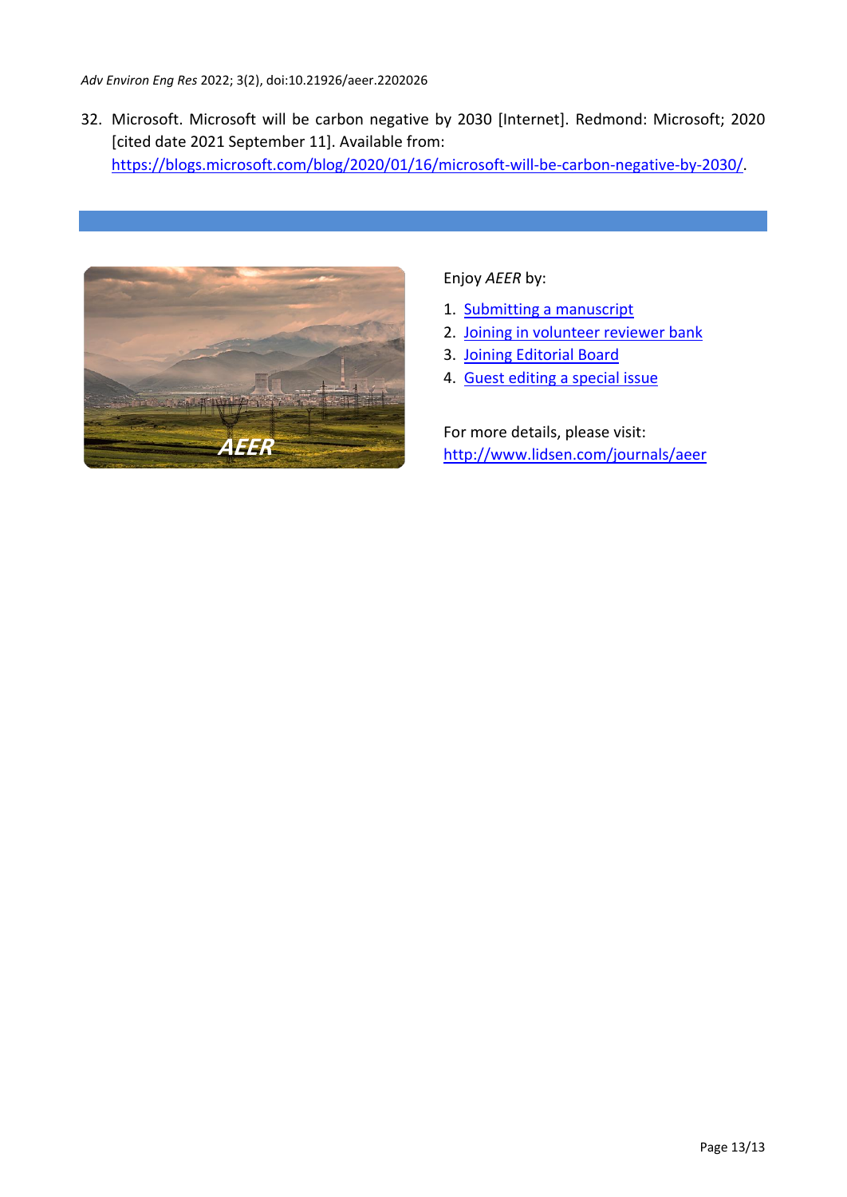32. Microsoft. Microsoft will be carbon negative by 2030 [Internet]. Redmond: Microsoft; 2020 [cited date 2021 September 11]. Available from: https://blogs.microsoft.com/blog/2020/01/16/microsoft-will-be-carbon-negative-by-2030/.

Enjoy *AEER* by:

1. Submitting a manuscript
2. Joining in volunteer reviewer bank
3. Joining Editorial Board
4. Guest editing a special issue

For more details, please visit:
http://www.lidsen.com/journals/aeer